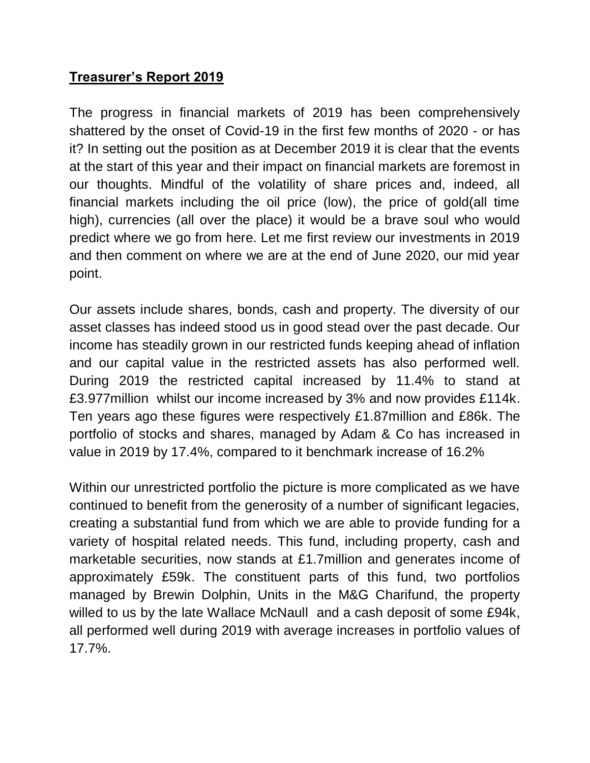**Treasurer's Report 2019**

The progress in financial markets of 2019 has been comprehensively shattered by the onset of Covid-19 in the first few months of 2020 - or has it? In setting out the position as at December 2019 it is clear that the events at the start of this year and their impact on financial markets are foremost in our thoughts. Mindful of the volatility of share prices and, indeed, all financial markets including the oil price (low), the price of gold(all time high), currencies (all over the place) it would be a brave soul who would predict where we go from here. Let me first review our investments in 2019 and then comment on where we are at the end of June 2020, our mid year point.

Our assets include shares, bonds, cash and property. The diversity of our asset classes has indeed stood us in good stead over the past decade. Our income has steadily grown in our restricted funds keeping ahead of inflation and our capital value in the restricted assets has also performed well. During 2019 the restricted capital increased by 11.4% to stand at £3.977million whilst our income increased by 3% and now provides £114k. Ten years ago these figures were respectively £1.87million and £86k. The portfolio of stocks and shares, managed by Adam & Co has increased in value in 2019 by 17.4%, compared to it benchmark increase of 16.2%

Within our unrestricted portfolio the picture is more complicated as we have continued to benefit from the generosity of a number of significant legacies, creating a substantial fund from which we are able to provide funding for a variety of hospital related needs. This fund, including property, cash and marketable securities, now stands at £1.7million and generates income of approximately £59k. The constituent parts of this fund, two portfolios managed by Brewin Dolphin, Units in the M&G Charifund, the property willed to us by the late Wallace McNaull and a cash deposit of some £94k, all performed well during 2019 with average increases in portfolio values of 17.7%.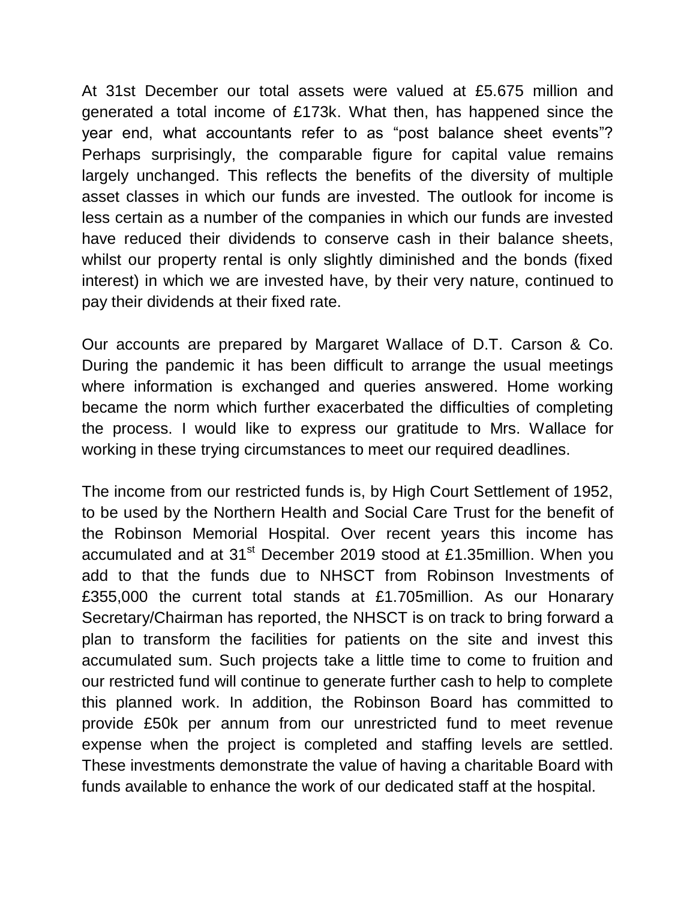At 31st December our total assets were valued at £5.675 million and generated a total income of £173k. What then, has happened since the year end, what accountants refer to as "post balance sheet events"? Perhaps surprisingly, the comparable figure for capital value remains largely unchanged. This reflects the benefits of the diversity of multiple asset classes in which our funds are invested. The outlook for income is less certain as a number of the companies in which our funds are invested have reduced their dividends to conserve cash in their balance sheets, whilst our property rental is only slightly diminished and the bonds (fixed interest) in which we are invested have, by their very nature, continued to pay their dividends at their fixed rate.

Our accounts are prepared by Margaret Wallace of D.T. Carson & Co. During the pandemic it has been difficult to arrange the usual meetings where information is exchanged and queries answered. Home working became the norm which further exacerbated the difficulties of completing the process. I would like to express our gratitude to Mrs. Wallace for working in these trying circumstances to meet our required deadlines.

The income from our restricted funds is, by High Court Settlement of 1952, to be used by the Northern Health and Social Care Trust for the benefit of the Robinson Memorial Hospital. Over recent years this income has accumulated and at 31st December 2019 stood at £1.35million. When you add to that the funds due to NHSCT from Robinson Investments of £355,000 the current total stands at £1.705million. As our Honarary Secretary/Chairman has reported, the NHSCT is on track to bring forward a plan to transform the facilities for patients on the site and invest this accumulated sum. Such projects take a little time to come to fruition and our restricted fund will continue to generate further cash to help to complete this planned work. In addition, the Robinson Board has committed to provide £50k per annum from our unrestricted fund to meet revenue expense when the project is completed and staffing levels are settled. These investments demonstrate the value of having a charitable Board with funds available to enhance the work of our dedicated staff at the hospital.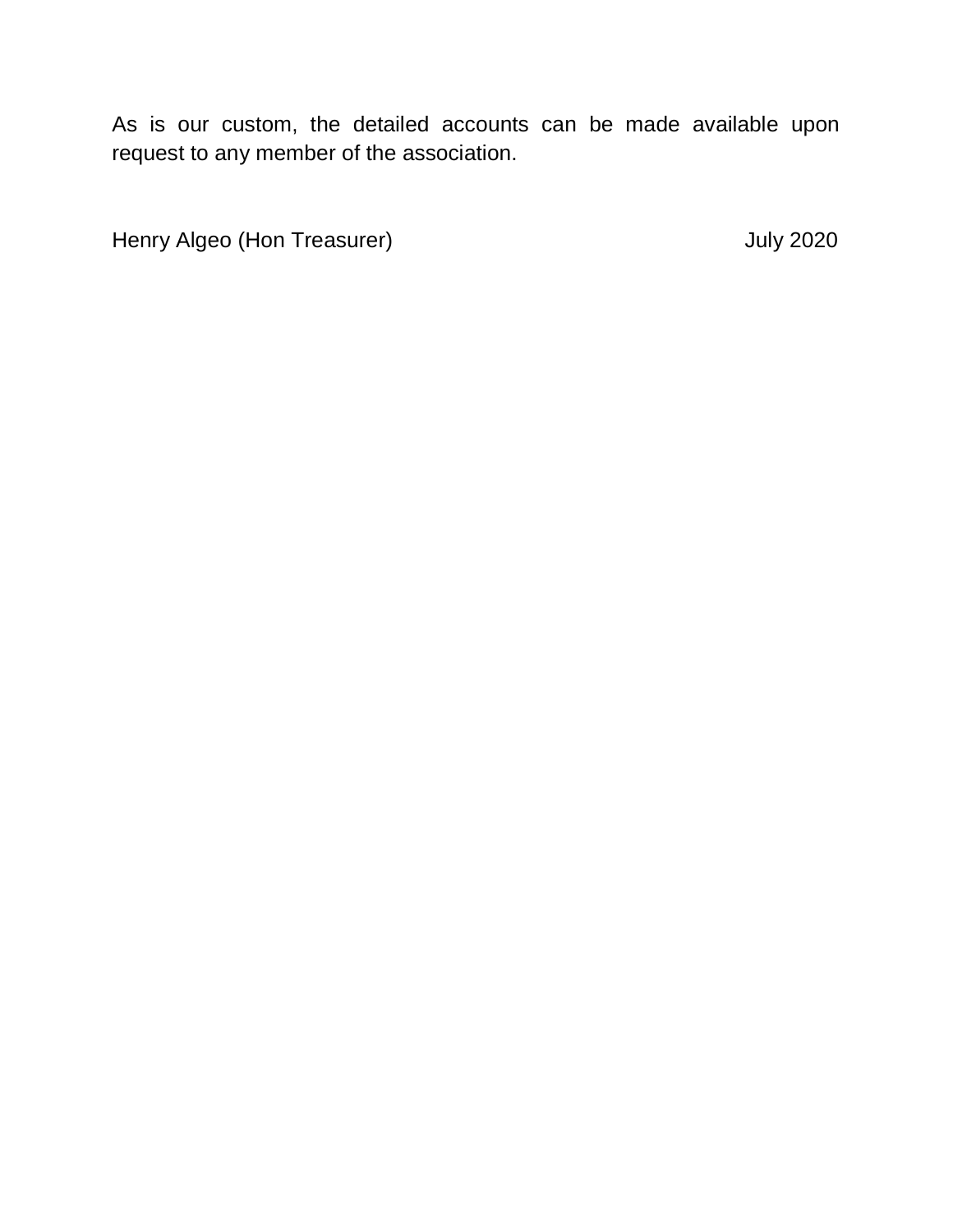As is our custom, the detailed accounts can be made available upon request to any member of the association.

Henry Algeo (Hon Treasurer) July 2020